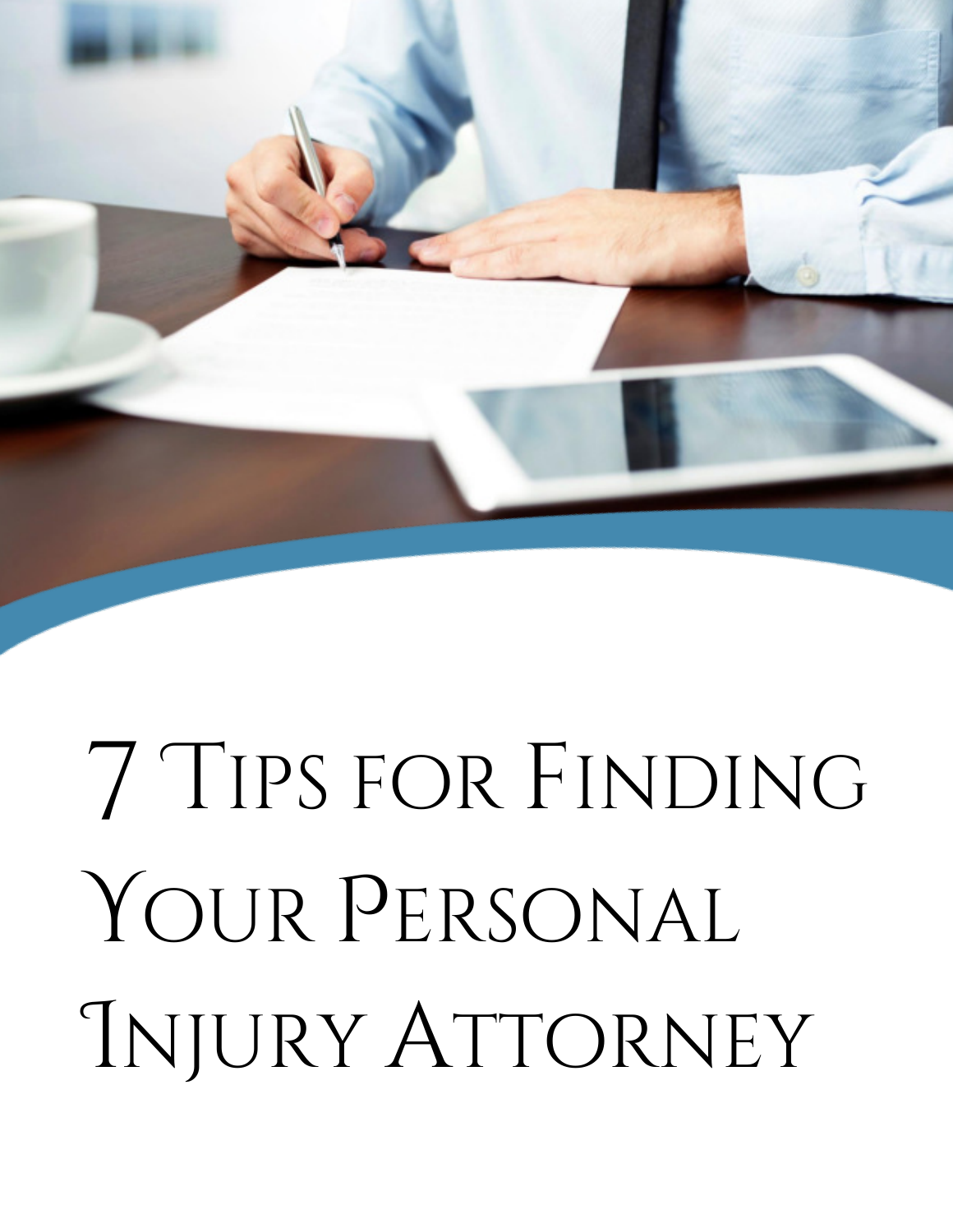# 7 Tips for Finding Your Personal Injury Attorney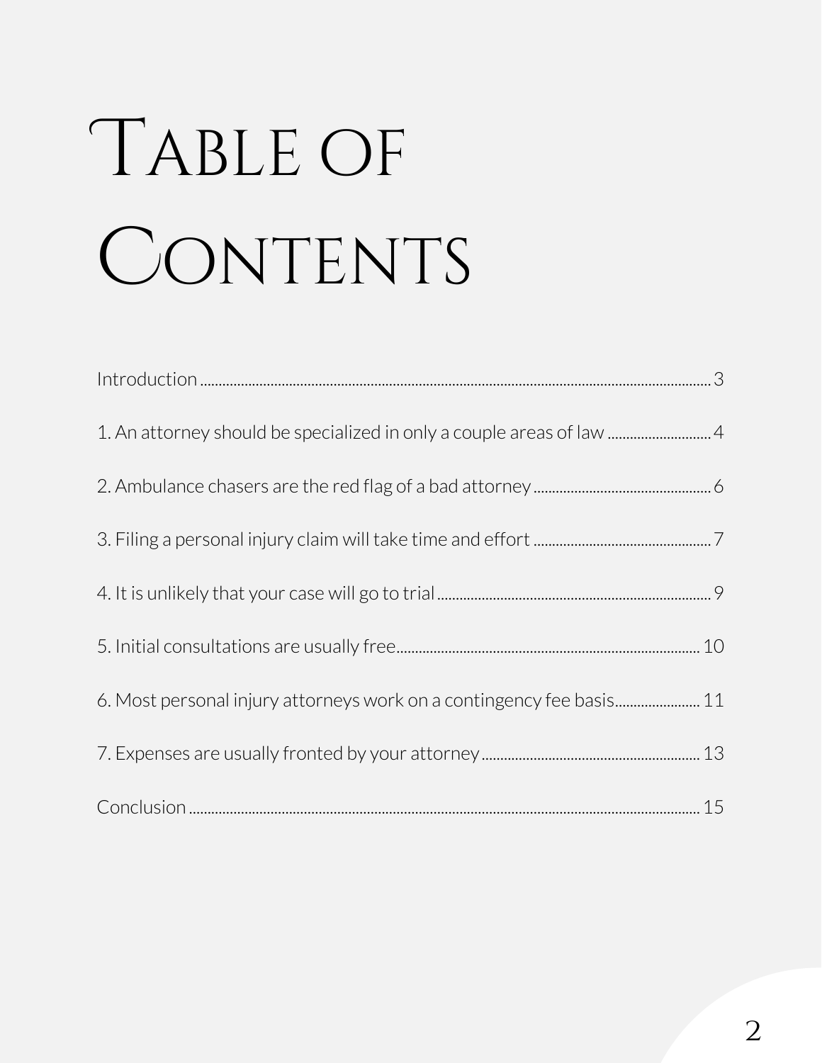# Table of Contents

Introduction ........................................................................ 3

1. An attorney should be specialized in only a couple areas of law ........................ 4

2. Ambulance chasers are the red flag of a bad attorney ...................................... 6

3. Filing a personal injury claim will take time and effort .................................... 7

4. It is unlikely that your case will go to trial .......................................................... 9

5. Initial consultations are usually free.................................................................. 10

6. Most personal injury attorneys work on a contingency fee basis...................... 11

7. Expenses are usually fronted by your attorney.................................................. 13

Conclusion ........................................................................ 15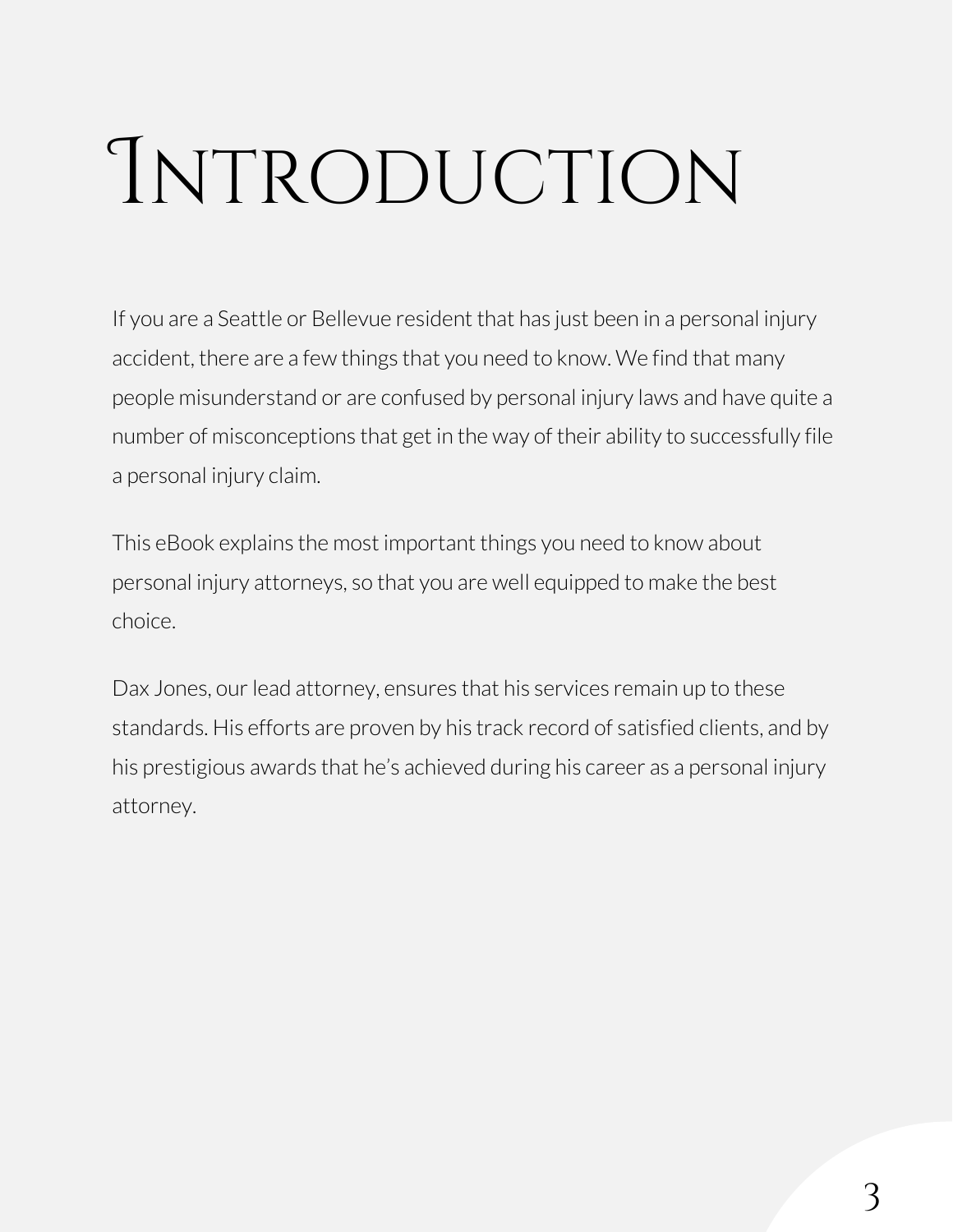# Introduction

If you are a Seattle or Bellevue resident that has just been in a personal injury accident, there are a few things that you need to know. We find that many people misunderstand or are confused by personal injury laws and have quite a number of misconceptions that get in the way of their ability to successfully file a personal injury claim.

This eBook explains the most important things you need to know about personal injury attorneys, so that you are well equipped to make the best choice.

Dax Jones, our lead attorney, ensures that his services remain up to these standards. His efforts are proven by his track record of satisfied clients, and by his prestigious awards that he's achieved during his career as a personal injury attorney.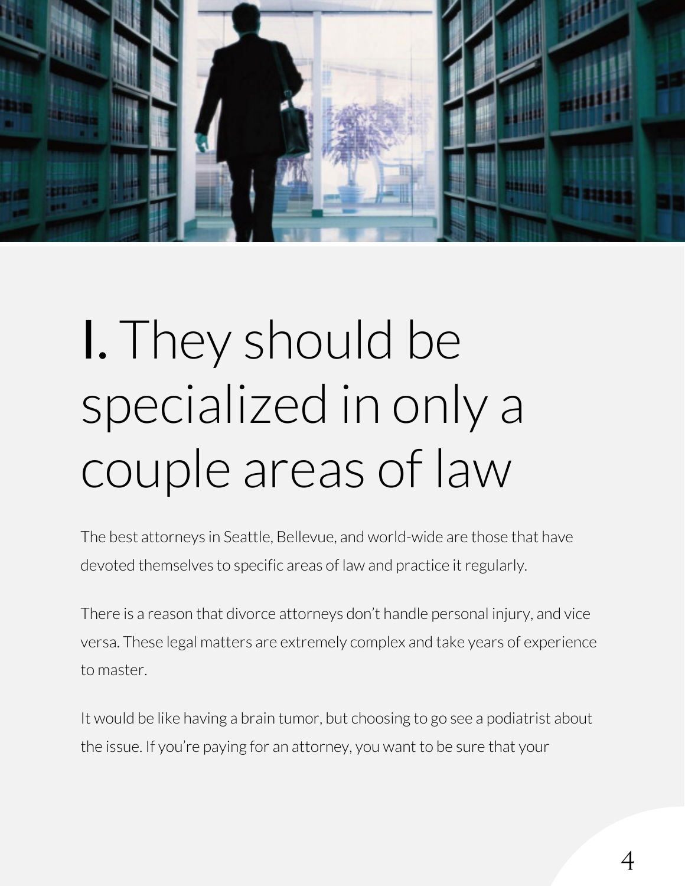# 1. They should be specialized in only a couple areas of law

The best attorneys in Seattle, Bellevue, and world-wide are those that have devoted themselves to specific areas of law and practice it regularly.

There is a reason that divorce attorneys don't handle personal injury, and vice versa. These legal matters are extremely complex and take years of experience to master.

It would be like having a brain tumor, but choosing to go see a podiatrist about the issue. If you're paying for an attorney, you want to be sure that your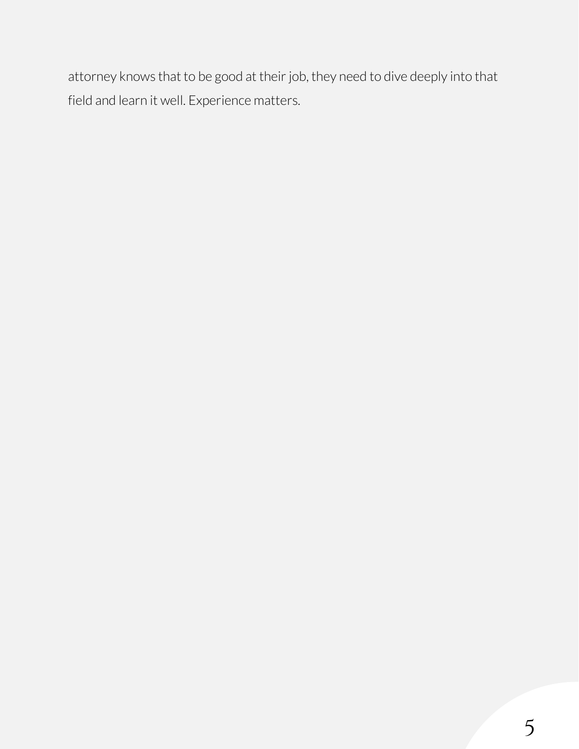attorney knows that to be good at their job, they need to dive deeply into that field and learn it well. Experience matters.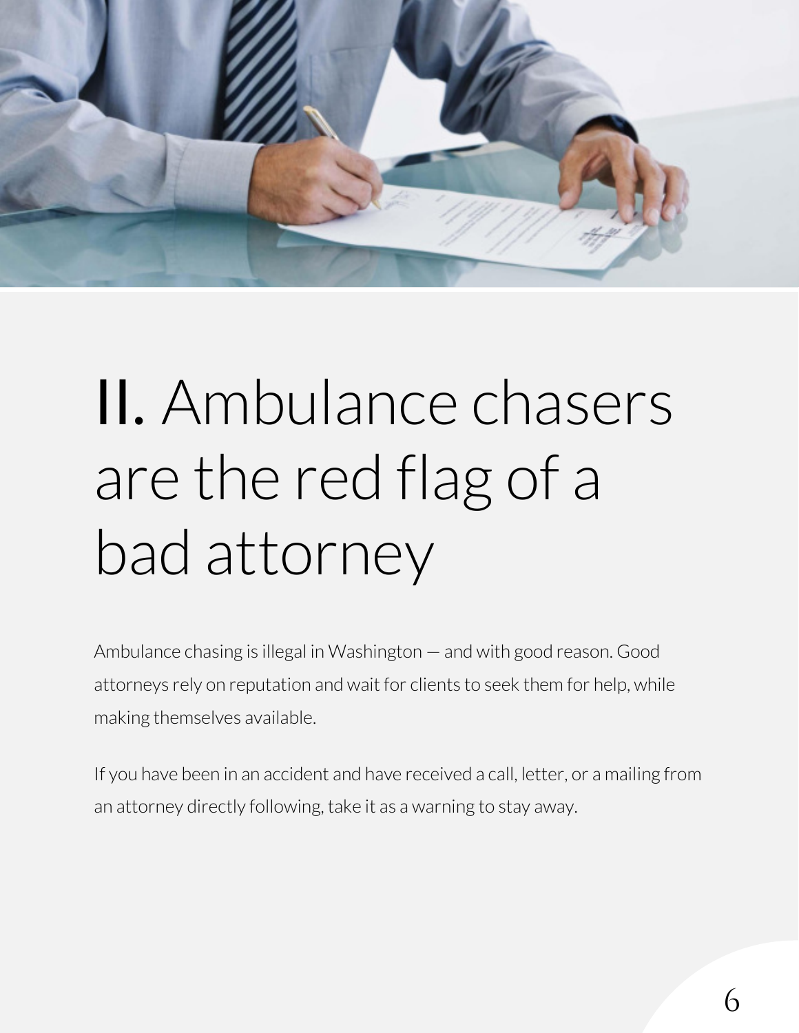# II. Ambulance chasers are the red flag of a bad attorney

Ambulance chasing is illegal in Washington — and with good reason. Good attorneys rely on reputation and wait for clients to seek them for help, while making themselves available.

If you have been in an accident and have received a call, letter, or a mailing from an attorney directly following, take it as a warning to stay away.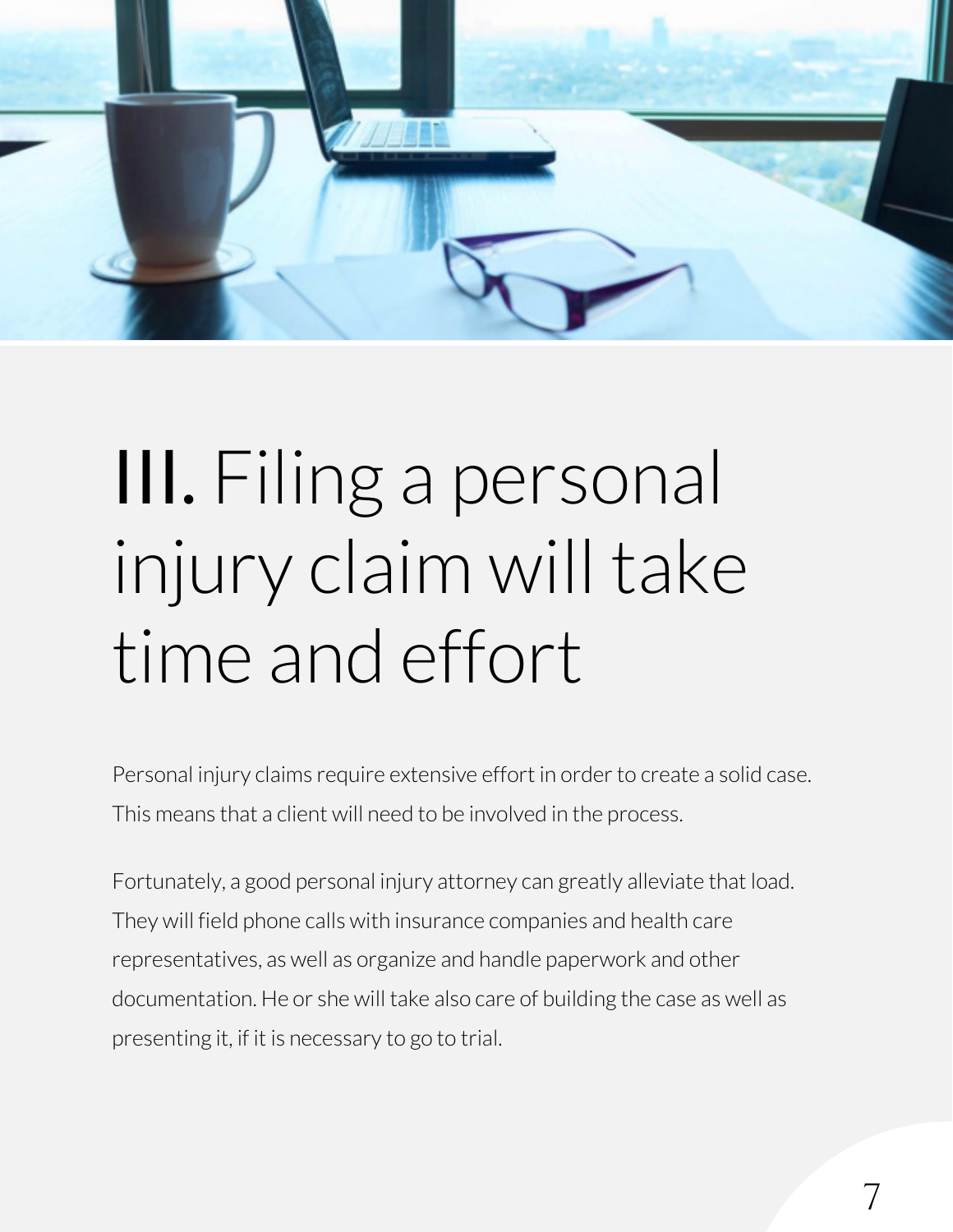# III. Filing a personal injury claim will take time and effort

Personal injury claims require extensive effort in order to create a solid case. This means that a client will need to be involved in the process.

Fortunately, a good personal injury attorney can greatly alleviate that load. They will field phone calls with insurance companies and health care representatives, as well as organize and handle paperwork and other documentation. He or she will take also care of building the case as well as presenting it, if it is necessary to go to trial.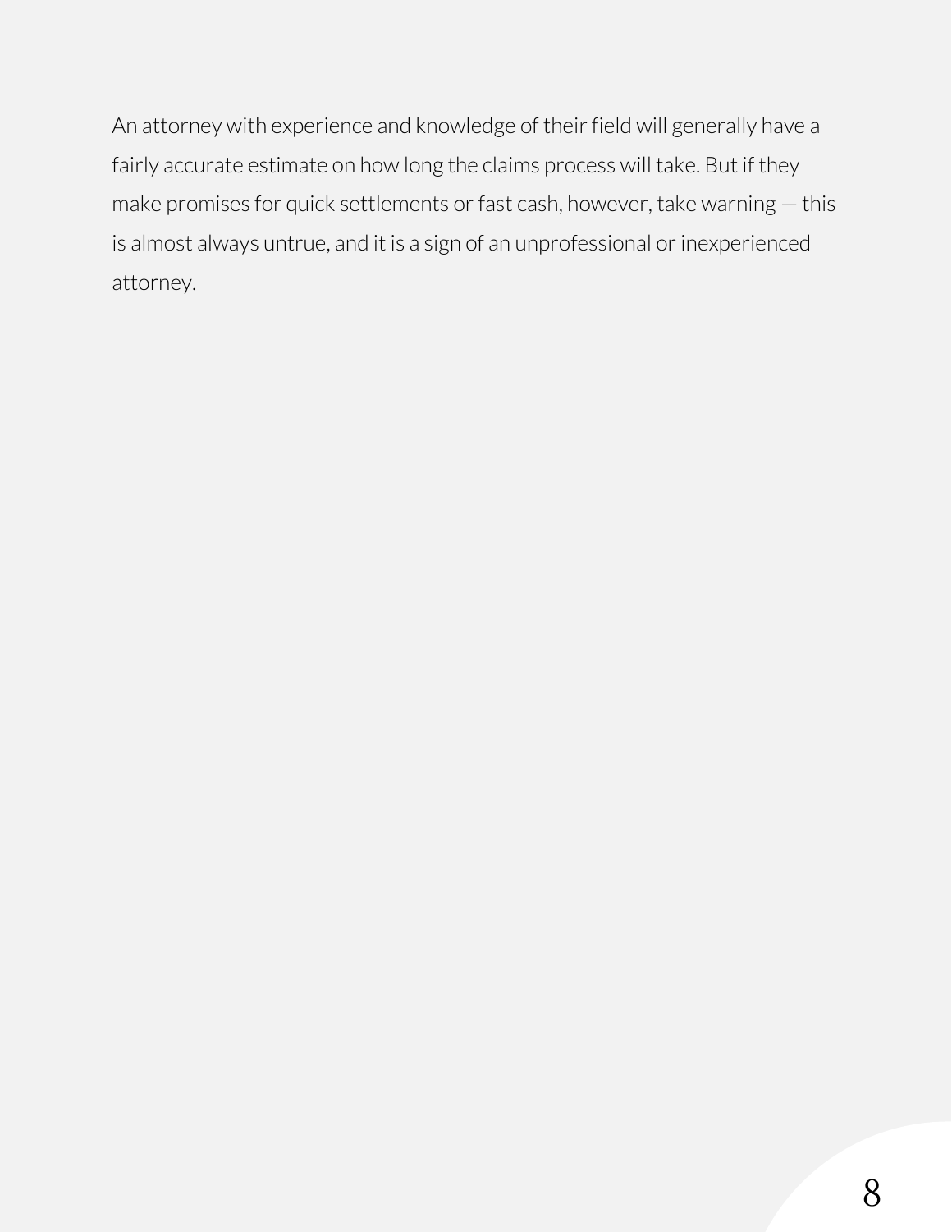An attorney with experience and knowledge of their field will generally have a fairly accurate estimate on how long the claims process will take. But if they make promises for quick settlements or fast cash, however, take warning — this is almost always untrue, and it is a sign of an unprofessional or inexperienced attorney.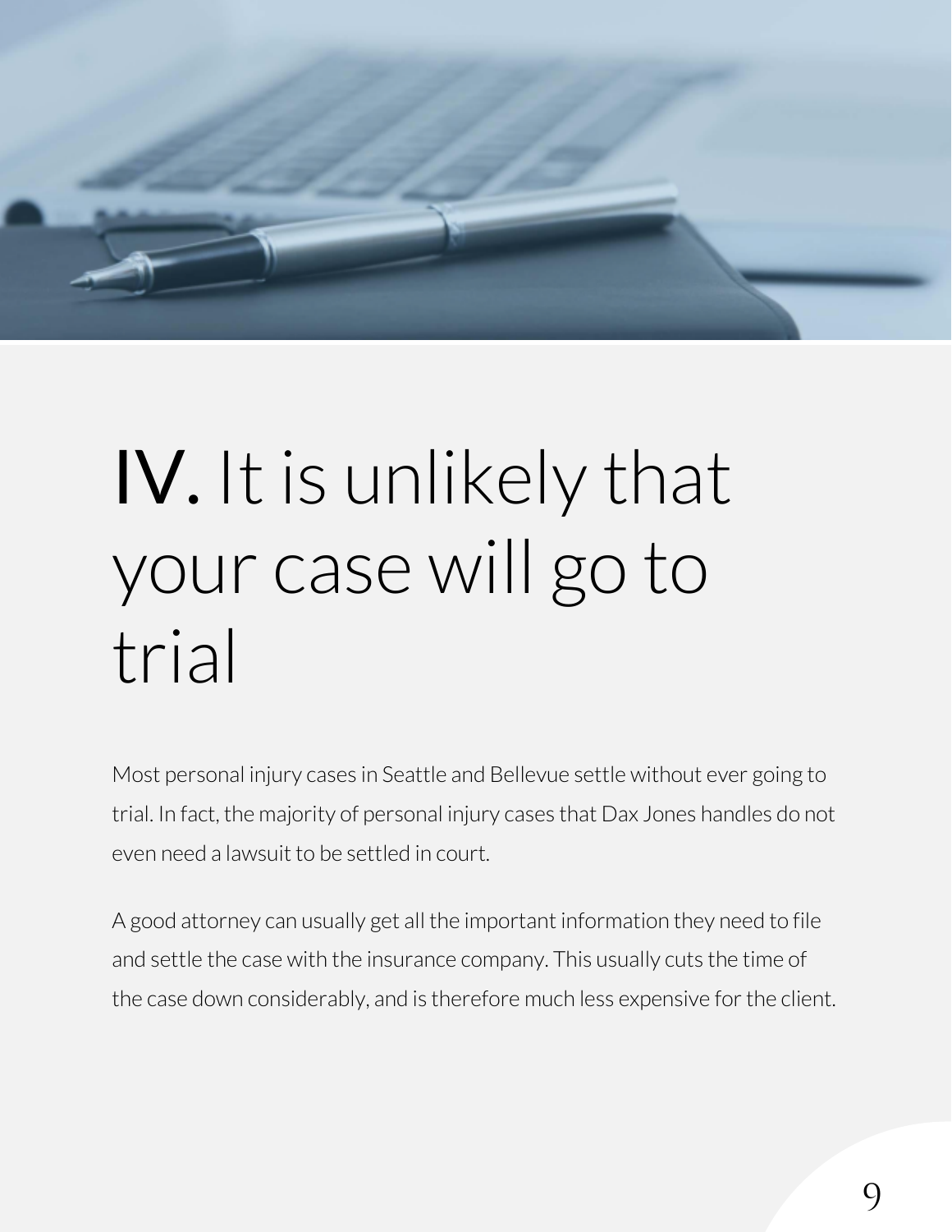# IV. It is unlikely that your case will go to trial

Most personal injury cases in Seattle and Bellevue settle without ever going to trial. In fact, the majority of personal injury cases that Dax Jones handles do not even need a lawsuit to be settled in court.

A good attorney can usually get all the important information they need to file and settle the case with the insurance company. This usually cuts the time of the case down considerably, and is therefore much less expensive for the client.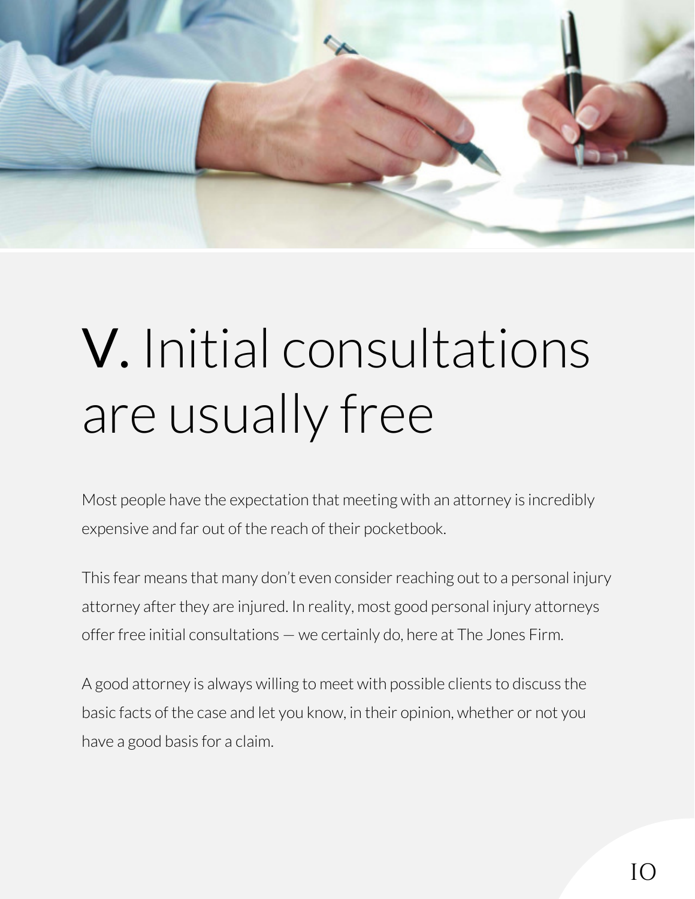# V. Initial consultations are usually free

Most people have the expectation that meeting with an attorney is incredibly expensive and far out of the reach of their pocketbook.

This fear means that many don't even consider reaching out to a personal injury attorney after they are injured. In reality, most good personal injury attorneys offer free initial consultations — we certainly do, here at The Jones Firm.

A good attorney is always willing to meet with possible clients to discuss the basic facts of the case and let you know, in their opinion, whether or not you have a good basis for a claim.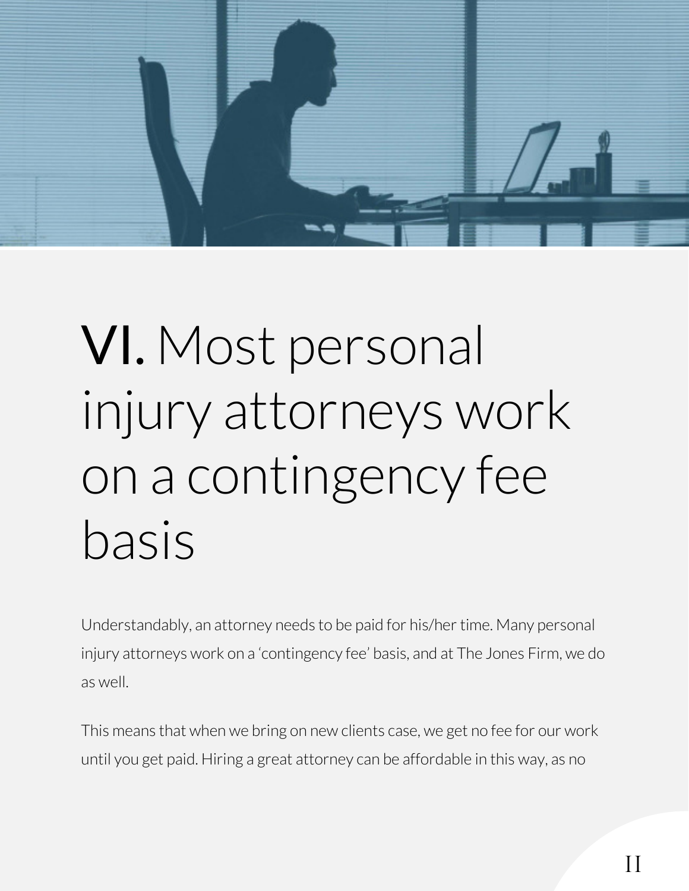# VI. Most personal injury attorneys work on a contingency fee basis

Understandably, an attorney needs to be paid for his/her time. Many personal injury attorneys work on a 'contingency fee' basis, and at The Jones Firm, we do as well.

This means that when we bring on new clients case, we get no fee for our work until you get paid. Hiring a great attorney can be affordable in this way, as no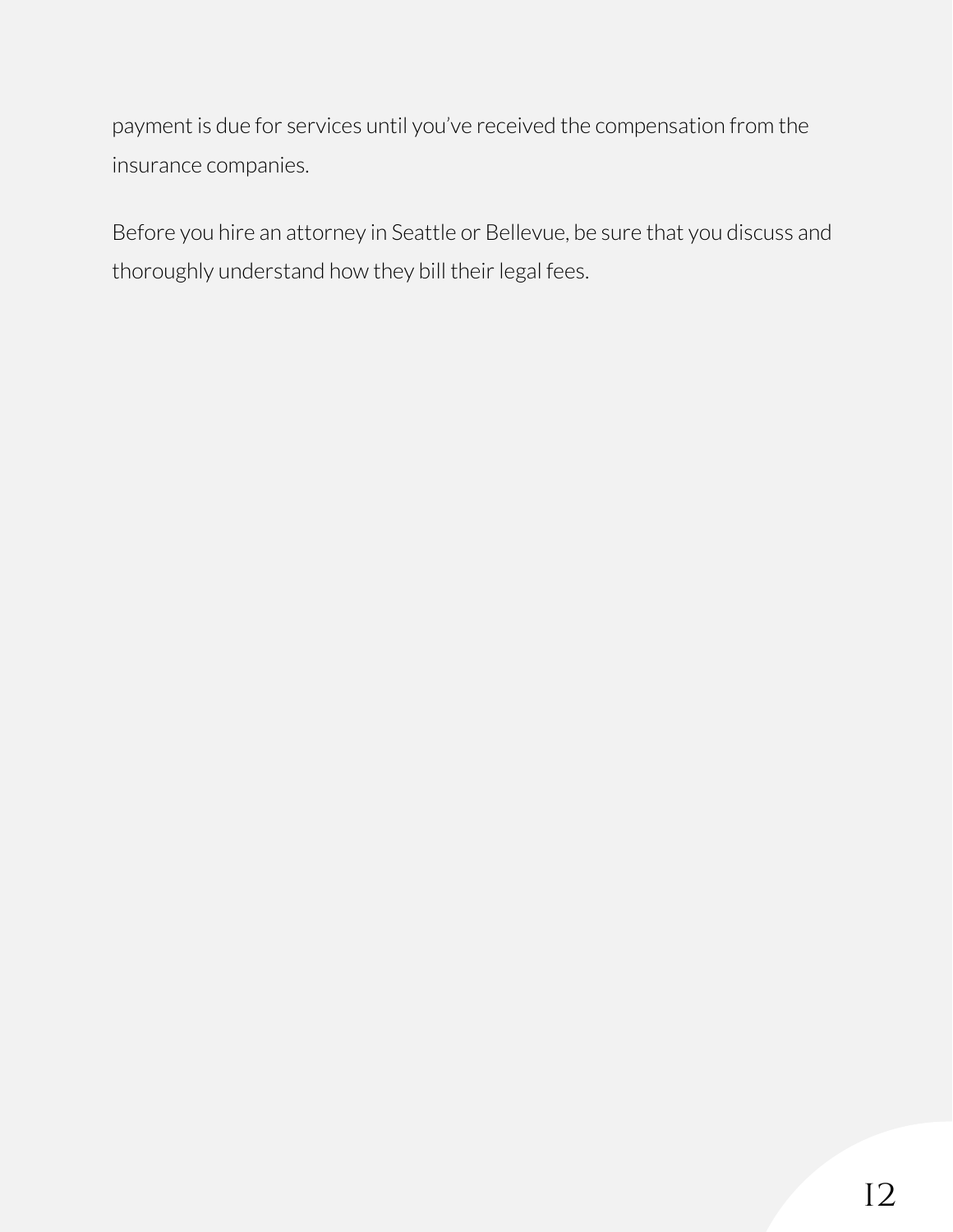payment is due for services until you've received the compensation from the insurance companies.

Before you hire an attorney in Seattle or Bellevue, be sure that you discuss and thoroughly understand how they bill their legal fees.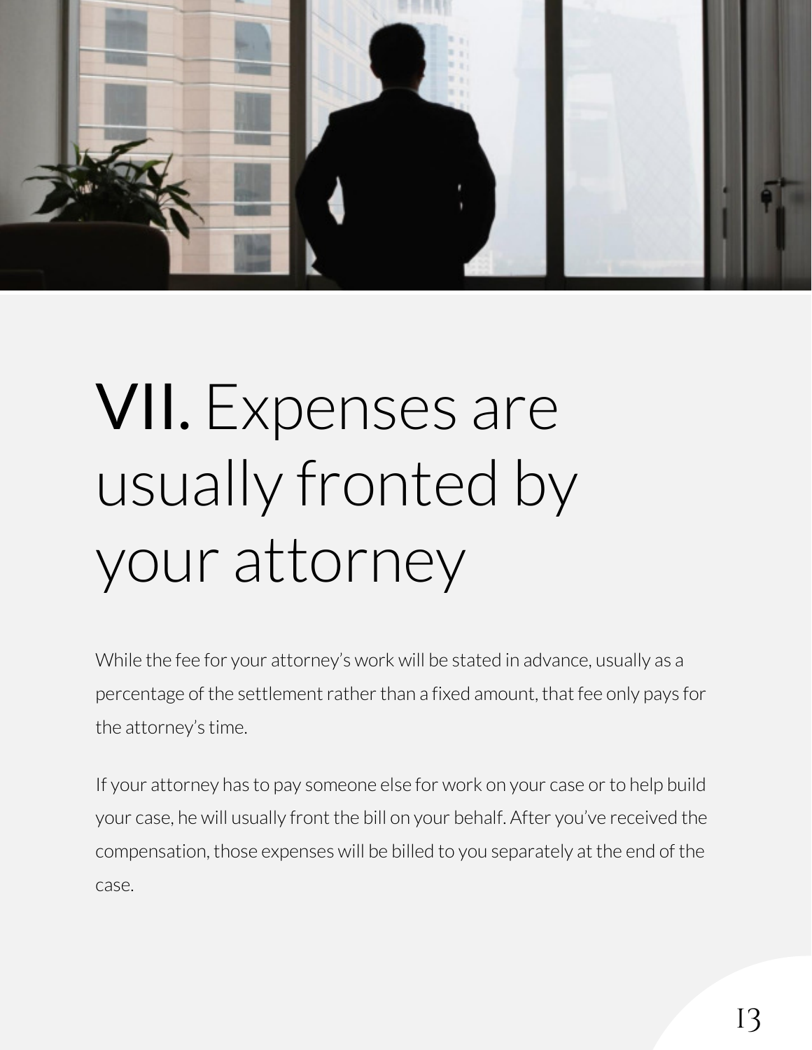# VII. Expenses are usually fronted by your attorney

While the fee for your attorney's work will be stated in advance, usually as a percentage of the settlement rather than a fixed amount, that fee only pays for the attorney's time.

If your attorney has to pay someone else for work on your case or to help build your case, he will usually front the bill on your behalf. After you've received the compensation, those expenses will be billed to you separately at the end of the case.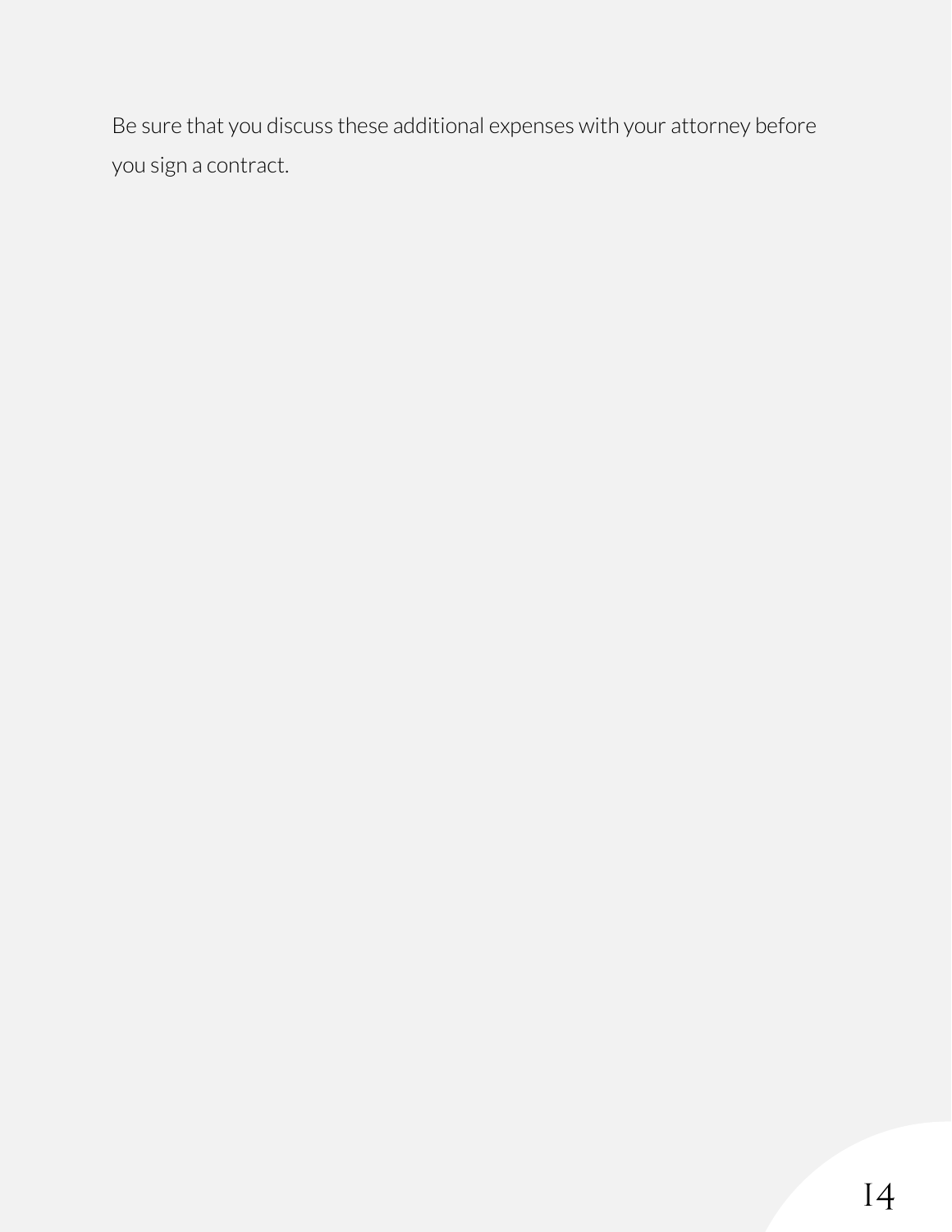Be sure that you discuss these additional expenses with your attorney before you sign a contract.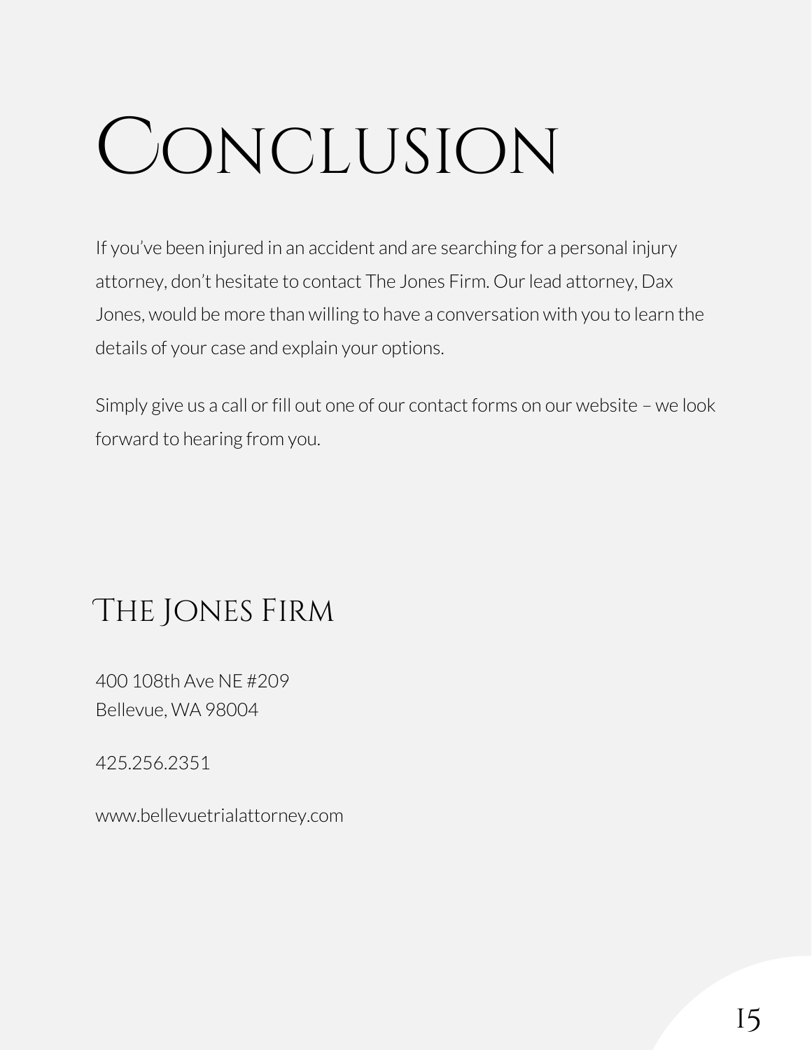# Conclusion

If you've been injured in an accident and are searching for a personal injury attorney, don't hesitate to contact The Jones Firm. Our lead attorney, Dax Jones, would be more than willing to have a conversation with you to learn the details of your case and explain your options.

Simply give us a call or fill out one of our contact forms on our website – we look forward to hearing from you.

## The Jones Firm

400 108th Ave NE #209
Bellevue, WA 98004

425.256.2351

www.bellevuetrialattorney.com